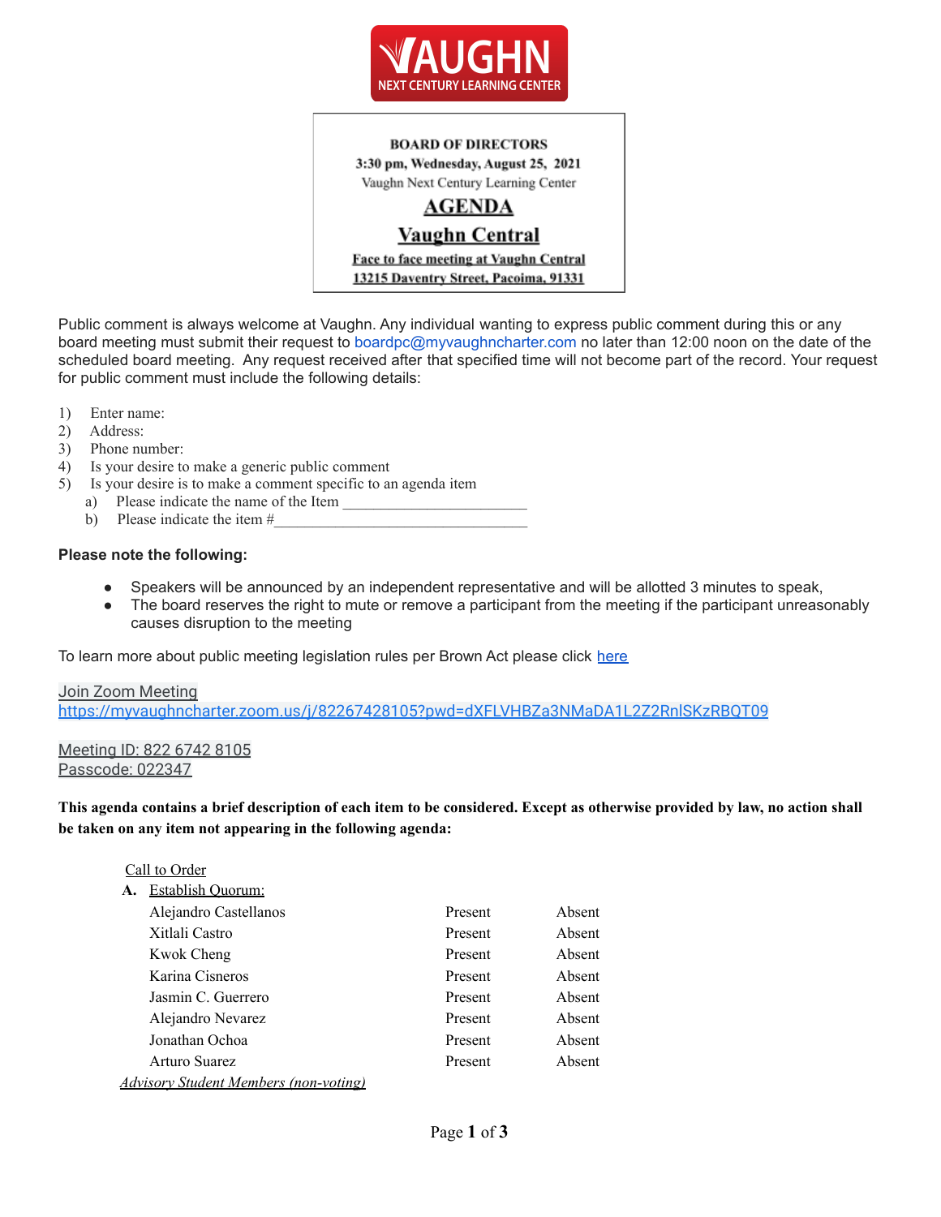VAUGHN NEXT CENTURY LEARNING CENTER

**BOARD OF DIRECTORS**
**3:30 pm, Wednesday, August 25, 2021**
Vaughn Next Century Learning Center

# AGENDA

## Vaughn Central

**Face to face meeting at Vaughn Central**
**13215 Daventry Street, Pacoima, 91331**

Public comment is always welcome at Vaughn. Any individual wanting to express public comment during this or any board meeting must submit their request to boardpc@myvaughncharter.com no later than 12:00 noon on the date of the scheduled board meeting. Any request received after that specified time will not become part of the record. Your request for public comment must include the following details:

1) Enter name:
2) Address:
3) Phone number:
4) Is your desire to make a generic public comment
5) Is your desire is to make a comment specific to an agenda item
   a) Please indicate the name of the Item ________________________
   b) Please indicate the item #________________________________

**Please note the following:**

- Speakers will be announced by an independent representative and will be allotted 3 minutes to speak,
- The board reserves the right to mute or remove a participant from the meeting if the participant unreasonably causes disruption to the meeting

To learn more about public meeting legislation rules per Brown Act please click here

Join Zoom Meeting
https://myvaughncharter.zoom.us/j/82267428105?pwd=dXFLVHBZa3NMaDA1L2Z2RnlSKzRBQT09

Meeting ID: 822 6742 8105
Passcode: 022347

**This agenda contains a brief description of each item to be considered. Except as otherwise provided by law, no action shall be taken on any item not appearing in the following agenda:**

Call to Order

**A.** Establish Quorum:

| | | |
|---|---|---|
| Alejandro Castellanos | Present | Absent |
| Xitlali Castro | Present | Absent |
| Kwok Cheng | Present | Absent |
| Karina Cisneros | Present | Absent |
| Jasmin C. Guerrero | Present | Absent |
| Alejandro Nevarez | Present | Absent |
| Jonathan Ochoa | Present | Absent |
| Arturo Suarez | Present | Absent |

*Advisory Student Members (non-voting)*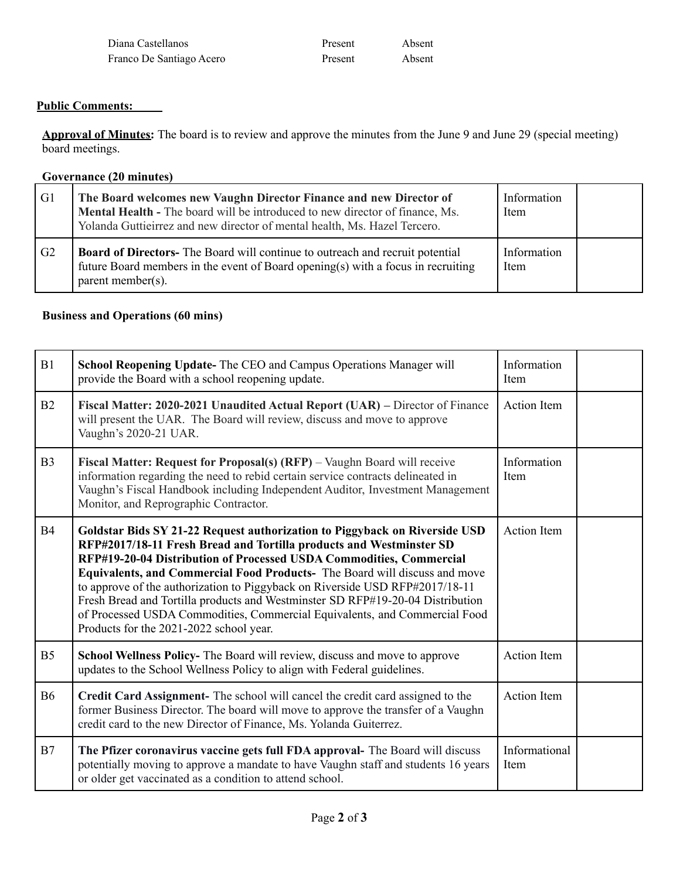| | | |
|---|---|---|
| Diana Castellanos | Present | Absent |
| Franco De Santiago Acero | Present | Absent |

**Public Comments:**

**Approval of Minutes:** The board is to review and approve the minutes from the June 9 and June 29 (special meeting) board meetings.

**Governance (20 minutes)**

| | | | |
|---|---|---|---|
| G1 | **The Board welcomes new Vaughn Director Finance and new Director of Mental Health -** The board will be introduced to new director of finance, Ms. Yolanda Guttieirrez and new director of mental health, Ms. Hazel Tercero. | Information Item | |
| G2 | **Board of Directors-** The Board will continue to outreach and recruit potential future Board members in the event of Board opening(s) with a focus in recruiting parent member(s). | Information Item | |

**Business and Operations (60 mins)**

| | | | |
|---|---|---|---|
| B1 | **School Reopening Update-** The CEO and Campus Operations Manager will provide the Board with a school reopening update. | Information Item | |
| B2 | **Fiscal Matter: 2020-2021 Unaudited Actual Report (UAR) –** Director of Finance will present the UAR. The Board will review, discuss and move to approve Vaughn's 2020-21 UAR. | Action Item | |
| B3 | **Fiscal Matter: Request for Proposal(s) (RFP)** – Vaughn Board will receive information regarding the need to rebid certain service contracts delineated in Vaughn's Fiscal Handbook including Independent Auditor, Investment Management Monitor, and Reprographic Contractor. | Information Item | |
| B4 | **Goldstar Bids SY 21-22 Request authorization to Piggyback on Riverside USD RFP#2017/18-11 Fresh Bread and Tortilla products and Westminster SD RFP#19-20-04 Distribution of Processed USDA Commodities, Commercial Equivalents, and Commercial Food Products-** The Board will discuss and move to approve of the authorization to Piggyback on Riverside USD RFP#2017/18-11 Fresh Bread and Tortilla products and Westminster SD RFP#19-20-04 Distribution of Processed USDA Commodities, Commercial Equivalents, and Commercial Food Products for the 2021-2022 school year. | Action Item | |
| B5 | **School Wellness Policy-** The Board will review, discuss and move to approve updates to the School Wellness Policy to align with Federal guidelines. | Action Item | |
| B6 | **Credit Card Assignment-** The school will cancel the credit card assigned to the former Business Director. The board will move to approve the transfer of a Vaughn credit card to the new Director of Finance, Ms. Yolanda Guiterrez. | Action Item | |
| B7 | **The Pfizer coronavirus vaccine gets full FDA approval-** The Board will discuss potentially moving to approve a mandate to have Vaughn staff and students 16 years or older get vaccinated as a condition to attend school. | Informational Item | |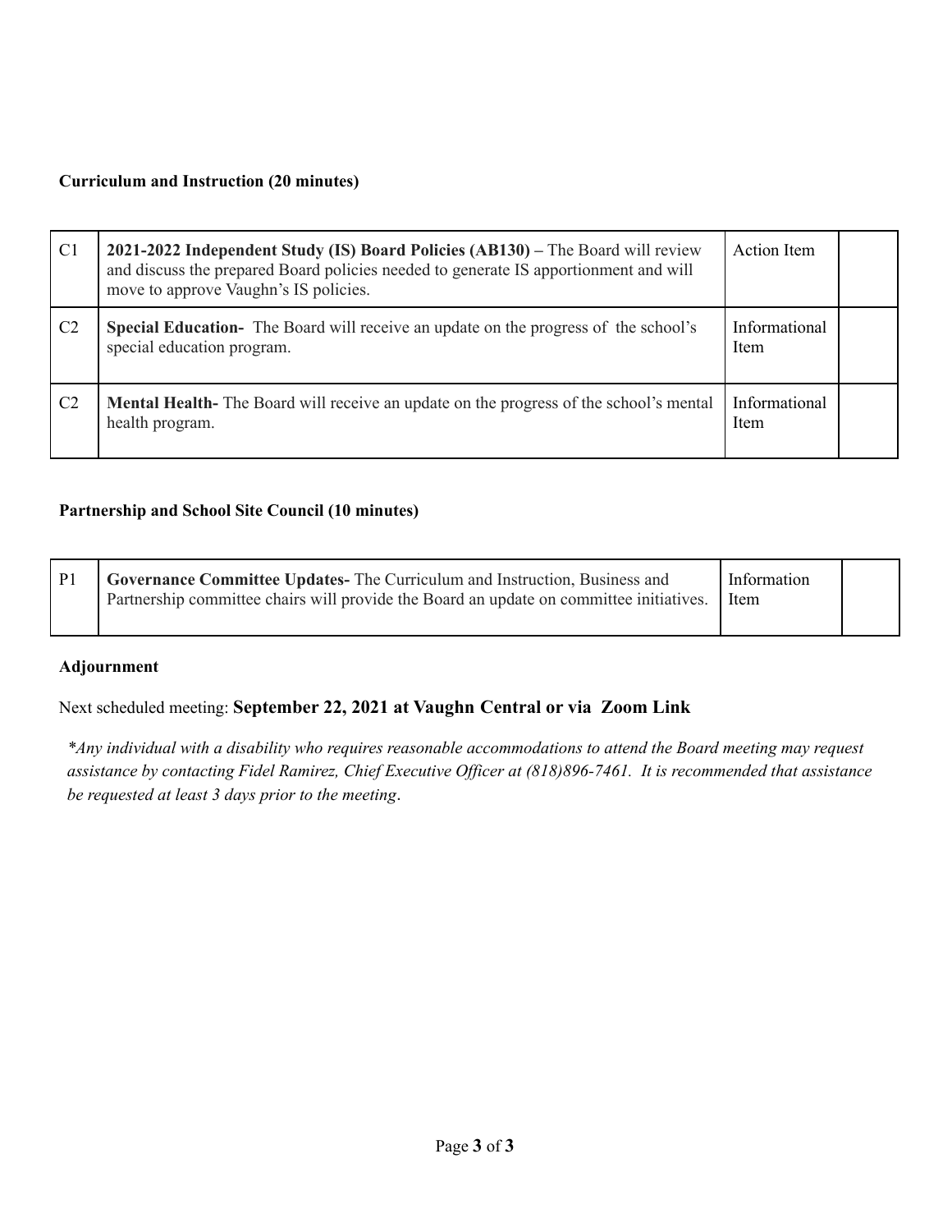**Curriculum and Instruction (20 minutes)**

| | | | |
|---|---|---|---|
| C1 | **2021-2022 Independent Study (IS) Board Policies (AB130) –** The Board will review and discuss the prepared Board policies needed to generate IS apportionment and will move to approve Vaughn's IS policies. | Action Item | |
| C2 | **Special Education-** The Board will receive an update on the progress of the school's special education program. | Informational Item | |
| C2 | **Mental Health-** The Board will receive an update on the progress of the school's mental health program. | Informational Item | |

**Partnership and School Site Council (10 minutes)**

| | | | |
|---|---|---|---|
| P1 | **Governance Committee Updates-** The Curriculum and Instruction, Business and Partnership committee chairs will provide the Board an update on committee initiatives. | Information Item | |

**Adjournment**

Next scheduled meeting: **September 22, 2021 at Vaughn Central or via Zoom Link**

*\*Any individual with a disability who requires reasonable accommodations to attend the Board meeting may request assistance by contacting Fidel Ramirez, Chief Executive Officer at (818)896-7461. It is recommended that assistance be requested at least 3 days prior to the meeting.*